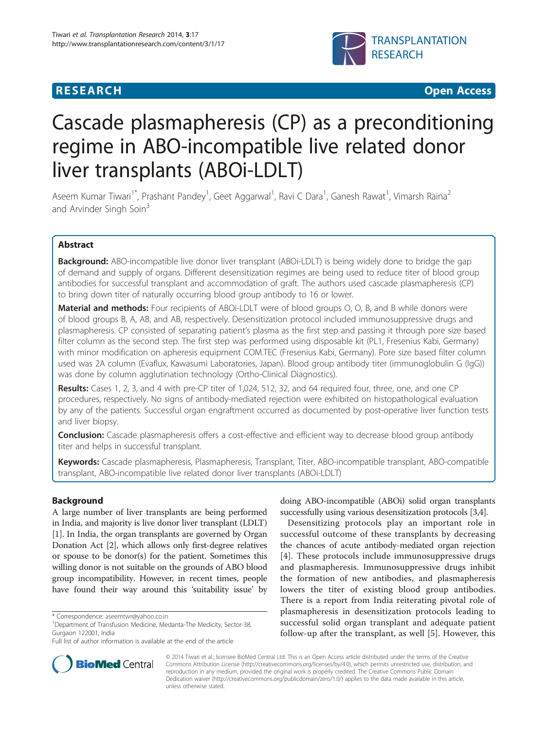# RESEARCH Open Access

# Cascade plasmapheresis (CP) as a preconditioning regime in ABO-incompatible live related donor liver transplants (ABOi-LDLT)

Aseem Kumar Tiwari[1*], Prashant Pandey[1], Geet Aggarwal[1], Ravi C Dara[1], Ganesh Rawat[1], Vimarsh Raina[2] and Arvinder Singh Soin[3]

## Abstract

**Background:** ABO-incompatible live donor liver transplant (ABOi-LDLT) is being widely done to bridge the gap of demand and supply of organs. Different desensitization regimes are being used to reduce titer of blood group antibodies for successful transplant and accommodation of graft. The authors used cascade plasmapheresis (CP) to bring down titer of naturally occurring blood group antibody to 16 or lower.

**Material and methods:** Four recipients of ABOi-LDLT were of blood groups O, O, B, and B while donors were of blood groups B, A, AB, and AB, respectively. Desensitization protocol included immunosuppressive drugs and plasmapheresis. CP consisted of separating patient's plasma as the first step and passing it through pore size based filter column as the second step. The first step was performed using disposable kit (PL1, Fresenius Kabi, Germany) with minor modification on apheresis equipment COM.TEC (Fresenius Kabi, Germany). Pore size based filter column used was 2A column (Evaflux, Kawasumi Laboratories, Japan). Blood group antibody titer (immunoglobulin G (IgG)) was done by column agglutination technology (Ortho-Clinical Diagnostics).

**Results:** Cases 1, 2, 3, and 4 with pre-CP titer of 1,024, 512, 32, and 64 required four, three, one, and one CP procedures, respectively. No signs of antibody-mediated rejection were exhibited on histopathological evaluation by any of the patients. Successful organ engraftment occurred as documented by post-operative liver function tests and liver biopsy.

**Conclusion:** Cascade plasmapheresis offers a cost-effective and efficient way to decrease blood group antibody titer and helps in successful transplant.

**Keywords:** Cascade plasmapheresis, Plasmapheresis, Transplant, Titer, ABO-incompatible transplant, ABO-compatible transplant, ABO-incompatible live related donor liver transplants (ABOi-LDLT)

## Background

A large number of liver transplants are being performed in India, and majority is live donor liver transplant (LDLT) [1]. In India, the organ transplants are governed by Organ Donation Act [2], which allows only first-degree relatives or spouse to be donor(s) for the patient. Sometimes this willing donor is not suitable on the grounds of ABO blood group incompatibility. However, in recent times, people have found their way around this 'suitability issue' by doing ABO-incompatible (ABOi) solid organ transplants successfully using various desensitization protocols [3,4].

Desensitizing protocols play an important role in successful outcome of these transplants by decreasing the chances of acute antibody-mediated organ rejection [4]. These protocols include immunosuppressive drugs and plasmapheresis. Immunosuppressive drugs inhibit the formation of new antibodies, and plasmapheresis lowers the titer of existing blood group antibodies. There is a report from India reiterating pivotal role of plasmapheresis in desensitization protocols leading to successful solid organ transplant and adequate patient follow-up after the transplant, as well [5]. However, this

\* Correspondence: aseemtwr@yahoo.co.in

[1]Department of Transfusion Medicine, Medanta-The Medicity, Sector-38, Gurgaon 122001, India

Full list of author information is available at the end of the article

© 2014 Tiwari et al.; licensee BioMed Central Ltd. This is an Open Access article distributed under the terms of the Creative Commons Attribution License (http://creativecommons.org/licenses/by/4.0), which permits unrestricted use, distribution, and reproduction in any medium, provided the original work is properly credited. The Creative Commons Public Domain Dedication waiver (http://creativecommons.org/publicdomain/zero/1.0/) applies to the data made available in this article, unless otherwise stated.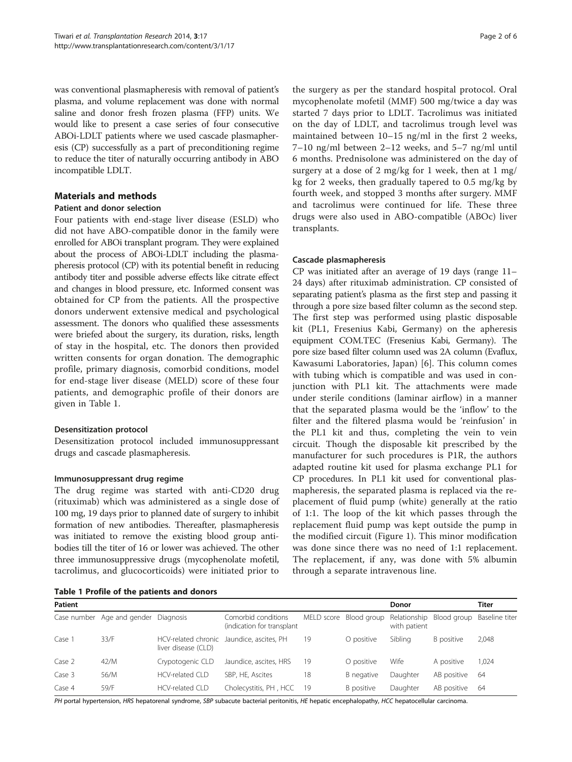was conventional plasmapheresis with removal of patient's plasma, and volume replacement was done with normal saline and donor fresh frozen plasma (FFP) units. We would like to present a case series of four consecutive ABOi-LDLT patients where we used cascade plasmapheresis (CP) successfully as a part of preconditioning regime to reduce the titer of naturally occurring antibody in ABO incompatible LDLT.

## Materials and methods

### Patient and donor selection

Four patients with end-stage liver disease (ESLD) who did not have ABO-compatible donor in the family were enrolled for ABOi transplant program. They were explained about the process of ABOi-LDLT including the plasmapheresis protocol (CP) with its potential benefit in reducing antibody titer and possible adverse effects like citrate effect and changes in blood pressure, etc. Informed consent was obtained for CP from the patients. All the prospective donors underwent extensive medical and psychological assessment. The donors who qualified these assessments were briefed about the surgery, its duration, risks, length of stay in the hospital, etc. The donors then provided written consents for organ donation. The demographic profile, primary diagnosis, comorbid conditions, model for end-stage liver disease (MELD) score of these four patients, and demographic profile of their donors are given in Table 1.

### Desensitization protocol

Desensitization protocol included immunosuppressant drugs and cascade plasmapheresis.

### Immunosuppressant drug regime

The drug regime was started with anti-CD20 drug (rituximab) which was administered as a single dose of 100 mg, 19 days prior to planned date of surgery to inhibit formation of new antibodies. Thereafter, plasmapheresis was initiated to remove the existing blood group antibodies till the titer of 16 or lower was achieved. The other three immunosuppressive drugs (mycophenolate mofetil, tacrolimus, and glucocorticoids) were initiated prior to the surgery as per the standard hospital protocol. Oral mycophenolate mofetil (MMF) 500 mg/twice a day was started 7 days prior to LDLT. Tacrolimus was initiated on the day of LDLT, and tacrolimus trough level was maintained between 10–15 ng/ml in the first 2 weeks, 7–10 ng/ml between 2–12 weeks, and 5–7 ng/ml until 6 months. Prednisolone was administered on the day of surgery at a dose of 2 mg/kg for 1 week, then at 1 mg/kg for 2 weeks, then gradually tapered to 0.5 mg/kg by fourth week, and stopped 3 months after surgery. MMF and tacrolimus were continued for life. These three drugs were also used in ABO-compatible (ABOc) liver transplants.

### Cascade plasmapheresis

CP was initiated after an average of 19 days (range 11–24 days) after rituximab administration. CP consisted of separating patient's plasma as the first step and passing it through a pore size based filter column as the second step. The first step was performed using plastic disposable kit (PL1, Fresenius Kabi, Germany) on the apheresis equipment COM.TEC (Fresenius Kabi, Germany). The pore size based filter column used was 2A column (Evaflux, Kawasumi Laboratories, Japan) [6]. This column comes with tubing which is compatible and was used in conjunction with PL1 kit. The attachments were made under sterile conditions (laminar airflow) in a manner that the separated plasma would be the 'inflow' to the filter and the filtered plasma would be 'reinfusion' in the PL1 kit and thus, completing the vein to vein circuit. Though the disposable kit prescribed by the manufacturer for such procedures is P1R, the authors adapted routine kit used for plasma exchange PL1 for CP procedures. In PL1 kit used for conventional plasmapheresis, the separated plasma is replaced via the replacement of fluid pump (white) generally at the ratio of 1:1. The loop of the kit which passes through the replacement fluid pump was kept outside the pump in the modified circuit (Figure 1). This minor modification was done since there was no need of 1:1 replacement. The replacement, if any, was done with 5% albumin through a separate intravenous line.

**Table 1 Profile of the patients and donors**

| Patient | | | | | | Donor | | Titer |
|---|---|---|---|---|---|---|---|---|
| Case number | Age and gender | Diagnosis | Comorbid conditions (indication for transplant | MELD score | Blood group | Relationship with patient | Blood group | Baseline titer |
| Case 1 | 33/F | HCV-related chronic liver disease (CLD) | Jaundice, ascites, PH | 19 | O positive | Sibling | B positive | 2,048 |
| Case 2 | 42/M | Crypotogenic CLD | Jaundice, ascites, HRS | 19 | O positive | Wife | A positive | 1,024 |
| Case 3 | 56/M | HCV-related CLD | SBP, HE, Ascites | 18 | B negative | Daughter | AB positive | 64 |
| Case 4 | 59/F | HCV-related CLD | Cholecystitis, PH , HCC | 19 | B positive | Daughter | AB positive | 64 |

*PH* portal hypertension, *HRS* hepatorenal syndrome, *SBP* subacute bacterial peritonitis, *HE* hepatic encephalopathy, *HCC* hepatocellular carcinoma.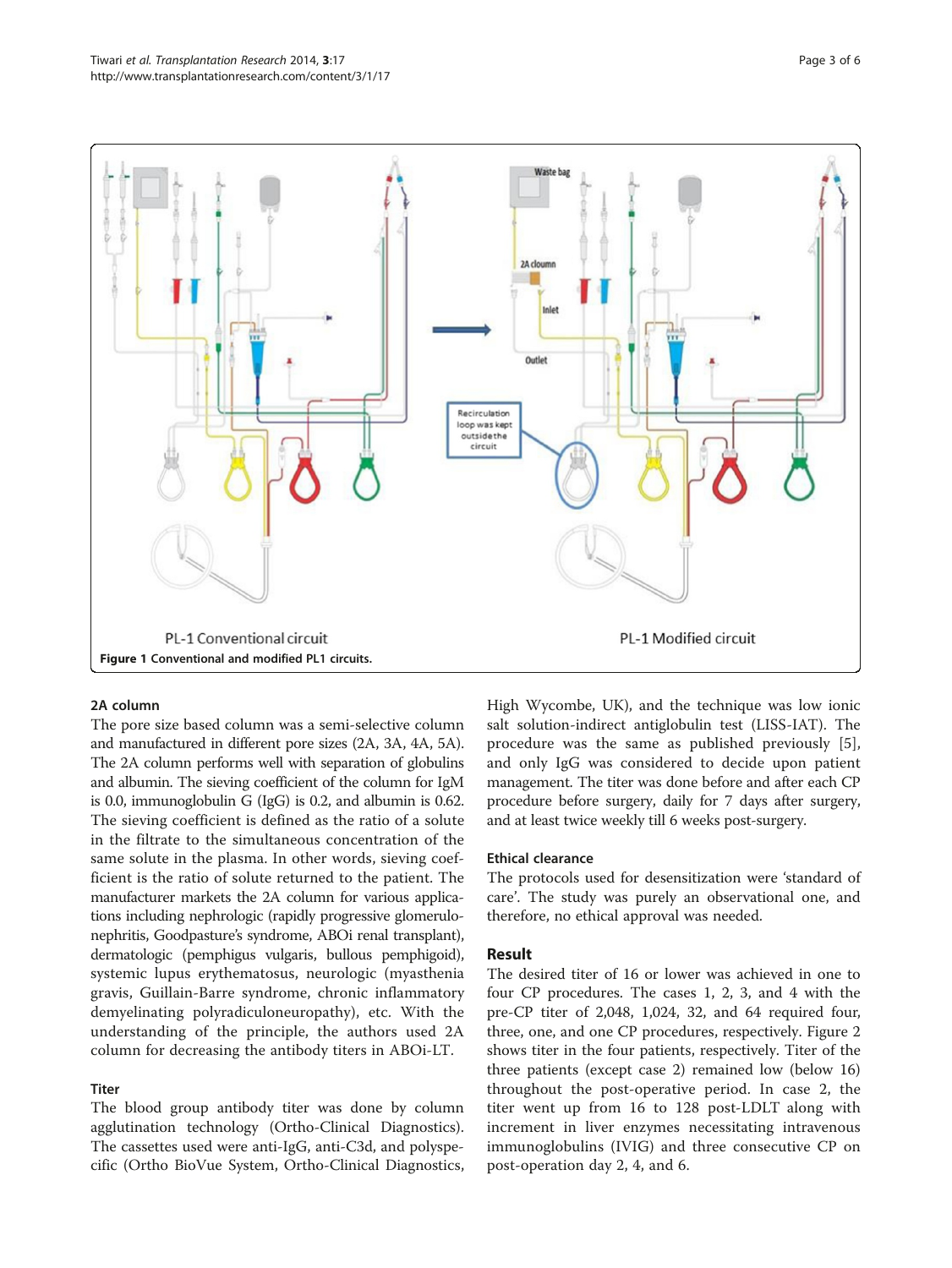Figure 1 Conventional and modified PL1 circuits.

### 2A column

The pore size based column was a semi-selective column and manufactured in different pore sizes (2A, 3A, 4A, 5A). The 2A column performs well with separation of globulins and albumin. The sieving coefficient of the column for IgM is 0.0, immunoglobulin G (IgG) is 0.2, and albumin is 0.62. The sieving coefficient is defined as the ratio of a solute in the filtrate to the simultaneous concentration of the same solute in the plasma. In other words, sieving coefficient is the ratio of solute returned to the patient. The manufacturer markets the 2A column for various applications including nephrologic (rapidly progressive glomerulonephritis, Goodpasture's syndrome, ABOi renal transplant), dermatologic (pemphigus vulgaris, bullous pemphigoid), systemic lupus erythematosus, neurologic (myasthenia gravis, Guillain-Barre syndrome, chronic inflammatory demyelinating polyradiculoneuropathy), etc. With the understanding of the principle, the authors used 2A column for decreasing the antibody titers in ABOi-LT.

### Titer

The blood group antibody titer was done by column agglutination technology (Ortho-Clinical Diagnostics). The cassettes used were anti-IgG, anti-C3d, and polyspecific (Ortho BioVue System, Ortho-Clinical Diagnostics, High Wycombe, UK), and the technique was low ionic salt solution-indirect antiglobulin test (LISS-IAT). The procedure was the same as published previously [5], and only IgG was considered to decide upon patient management. The titer was done before and after each CP procedure before surgery, daily for 7 days after surgery, and at least twice weekly till 6 weeks post-surgery.

### Ethical clearance

The protocols used for desensitization were 'standard of care'. The study was purely an observational one, and therefore, no ethical approval was needed.

## Result

The desired titer of 16 or lower was achieved in one to four CP procedures. The cases 1, 2, 3, and 4 with the pre-CP titer of 2,048, 1,024, 32, and 64 required four, three, one, and one CP procedures, respectively. Figure 2 shows titer in the four patients, respectively. Titer of the three patients (except case 2) remained low (below 16) throughout the post-operative period. In case 2, the titer went up from 16 to 128 post-LDLT along with increment in liver enzymes necessitating intravenous immunoglobulins (IVIG) and three consecutive CP on post-operation day 2, 4, and 6.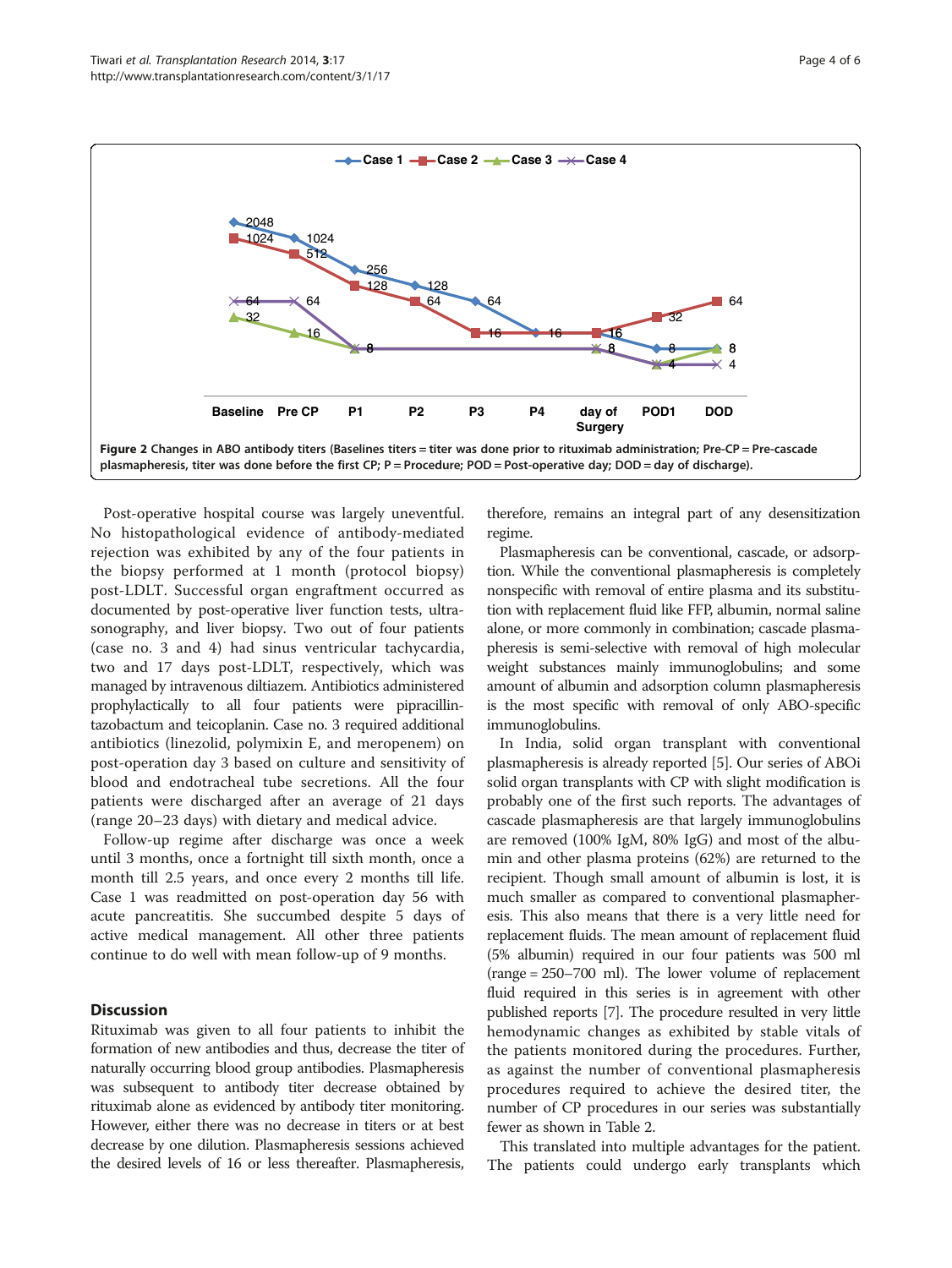Figure 2 Changes in ABO antibody titers (Baselines titers = titer was done prior to rituximab administration; Pre-CP = Pre-cascade plasmapheresis, titer was done before the first CP; P = Procedure; POD = Post-operative day; DOD = day of discharge).

Post-operative hospital course was largely uneventful. No histopathological evidence of antibody-mediated rejection was exhibited by any of the four patients in the biopsy performed at 1 month (protocol biopsy) post-LDLT. Successful organ engraftment occurred as documented by post-operative liver function tests, ultrasonography, and liver biopsy. Two out of four patients (case no. 3 and 4) had sinus ventricular tachycardia, two and 17 days post-LDLT, respectively, which was managed by intravenous diltiazem. Antibiotics administered prophylactically to all four patients were piperacillin-tazobactum and teicoplanin. Case no. 3 required additional antibiotics (linezolid, polymixin E, and meropenem) on post-operation day 3 based on culture and sensitivity of blood and endotracheal tube secretions. All the four patients were discharged after an average of 21 days (range 20–23 days) with dietary and medical advice.

Follow-up regime after discharge was once a week until 3 months, once a fortnight till sixth month, once a month till 2.5 years, and once every 2 months till life. Case 1 was readmitted on post-operation day 56 with acute pancreatitis. She succumbed despite 5 days of active medical management. All other three patients continue to do well with mean follow-up of 9 months.

## Discussion

Rituximab was given to all four patients to inhibit the formation of new antibodies and thus, decrease the titer of naturally occurring blood group antibodies. Plasmapheresis was subsequent to antibody titer decrease obtained by rituximab alone as evidenced by antibody titer monitoring. However, either there was no decrease in titers or at best decrease by one dilution. Plasmapheresis sessions achieved the desired levels of 16 or less thereafter. Plasmapheresis, therefore, remains an integral part of any desensitization regime.

Plasmapheresis can be conventional, cascade, or adsorption. While the conventional plasmapheresis is completely nonspecific with removal of entire plasma and its substitution with replacement fluid like FFP, albumin, normal saline alone, or more commonly in combination; cascade plasmapheresis is semi-selective with removal of high molecular weight substances mainly immunoglobulins; and some amount of albumin and adsorption column plasmapheresis is the most specific with removal of only ABO-specific immunoglobulins.

In India, solid organ transplant with conventional plasmapheresis is already reported [5]. Our series of ABOi solid organ transplants with CP with slight modification is probably one of the first such reports. The advantages of cascade plasmapheresis are that largely immunoglobulins are removed (100% IgM, 80% IgG) and most of the albumin and other plasma proteins (62%) are returned to the recipient. Though small amount of albumin is lost, it is much smaller as compared to conventional plasmapheresis. This also means that there is a very little need for replacement fluids. The mean amount of replacement fluid (5% albumin) required in our four patients was 500 ml (range = 250–700 ml). The lower volume of replacement fluid required in this series is in agreement with other published reports [7]. The procedure resulted in very little hemodynamic changes as exhibited by stable vitals of the patients monitored during the procedures. Further, as against the number of conventional plasmapheresis procedures required to achieve the desired titer, the number of CP procedures in our series was substantially fewer as shown in Table 2.

This translated into multiple advantages for the patient. The patients could undergo early transplants which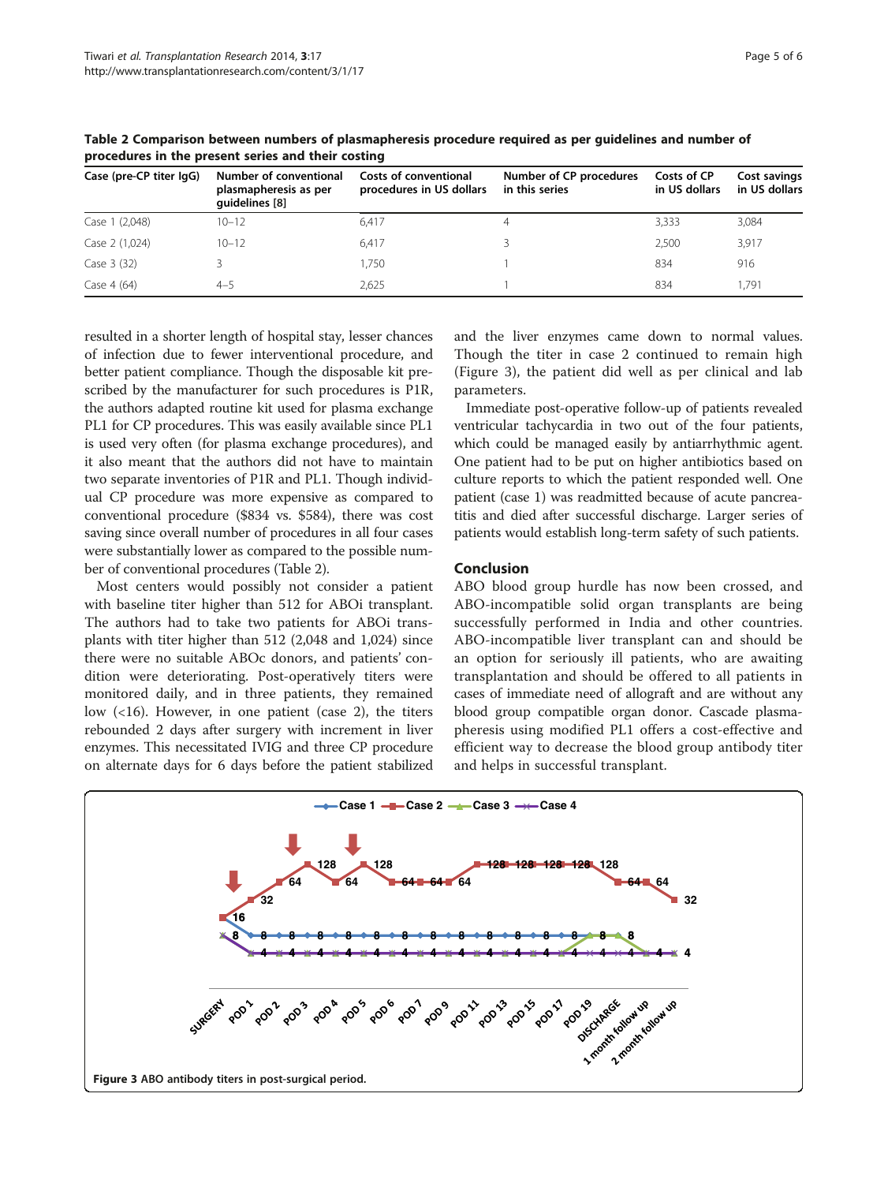**Table 2 Comparison between numbers of plasmapheresis procedure required as per guidelines and number of procedures in the present series and their costing**

| Case (pre-CP titer IgG) | Number of conventional plasmapheresis as per guidelines [8] | Costs of conventional procedures in US dollars | Number of CP procedures in this series | Costs of CP in US dollars | Cost savings in US dollars |
|---|---|---|---|---|---|
| Case 1 (2,048) | 10–12 | 6,417 | 4 | 3,333 | 3,084 |
| Case 2 (1,024) | 10–12 | 6,417 | 3 | 2,500 | 3,917 |
| Case 3 (32) | 3 | 1,750 | 1 | 834 | 916 |
| Case 4 (64) | 4–5 | 2,625 | 1 | 834 | 1,791 |

resulted in a shorter length of hospital stay, lesser chances of infection due to fewer interventional procedure, and better patient compliance. Though the disposable kit prescribed by the manufacturer for such procedures is P1R, the authors adapted routine kit used for plasma exchange PL1 for CP procedures. This was easily available since PL1 is used very often (for plasma exchange procedures), and it also meant that the authors did not have to maintain two separate inventories of P1R and PL1. Though individual CP procedure was more expensive as compared to conventional procedure ($834 vs. $584), there was cost saving since overall number of procedures in all four cases were substantially lower as compared to the possible number of conventional procedures (Table 2).

Most centers would possibly not consider a patient with baseline titer higher than 512 for ABOi transplant. The authors had to take two patients for ABOi transplants with titer higher than 512 (2,048 and 1,024) since there were no suitable ABOc donors, and patients' condition were deteriorating. Post-operatively titers were monitored daily, and in three patients, they remained low (<16). However, in one patient (case 2), the titers rebounded 2 days after surgery with increment in liver enzymes. This necessitated IVIG and three CP procedure on alternate days for 6 days before the patient stabilized and the liver enzymes came down to normal values. Though the titer in case 2 continued to remain high (Figure 3), the patient did well as per clinical and lab parameters.

Immediate post-operative follow-up of patients revealed ventricular tachycardia in two out of the four patients, which could be managed easily by antiarrhythmic agent. One patient had to be put on higher antibiotics based on culture reports to which the patient responded well. One patient (case 1) was readmitted because of acute pancreatitis and died after successful discharge. Larger series of patients would establish long-term safety of such patients.

## Conclusion

ABO blood group hurdle has now been crossed, and ABO-incompatible solid organ transplants are being successfully performed in India and other countries. ABO-incompatible liver transplant can and should be an option for seriously ill patients, who are awaiting transplantation and should be offered to all patients in cases of immediate need of allograft and are without any blood group compatible organ donor. Cascade plasmapheresis using modified PL1 offers a cost-effective and efficient way to decrease the blood group antibody titer and helps in successful transplant.

**Figure 3** ABO antibody titers in post-surgical period.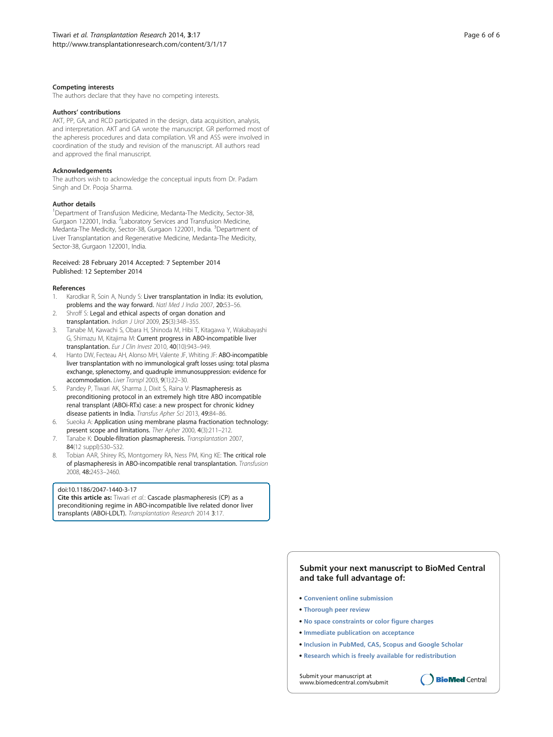### Competing interests

The authors declare that they have no competing interests.

### Authors' contributions

AKT, PP, GA, and RCD participated in the design, data acquisition, analysis, and interpretation. AKT and GA wrote the manuscript. GR performed most of the apheresis procedures and data compilation. VR and ASS were involved in coordination of the study and revision of the manuscript. All authors read and approved the final manuscript.

### Acknowledgements

The authors wish to acknowledge the conceptual inputs from Dr. Padam Singh and Dr. Pooja Sharma.

### Author details

[1]Department of Transfusion Medicine, Medanta-The Medicity, Sector-38, Gurgaon 122001, India. [2]Laboratory Services and Transfusion Medicine, Medanta-The Medicity, Sector-38, Gurgaon 122001, India. [3]Department of Liver Transplantation and Regenerative Medicine, Medanta-The Medicity, Sector-38, Gurgaon 122001, India.

Received: 28 February 2014 Accepted: 7 September 2014
Published: 12 September 2014

### References

1. Karodkar R, Soin A, Nundy S: **Liver transplantation in India: its evolution, problems and the way forward.** *Natl Med J India* 2007, **20**:53–56.
2. Shroff S: **Legal and ethical aspects of organ donation and transplantation.** *Indian J Urol* 2009, **25**(3):348–355.
3. Tanabe M, Kawachi S, Obara H, Shinoda M, Hibi T, Kitagawa Y, Wakabayashi G, Shimazu M, Kitajima M: **Current progress in ABO-incompatible liver transplantation.** *Eur J Clin Invest* 2010, **40**(10):943–949.
4. Hanto DW, Fecteau AH, Alonso MH, Valente JF, Whiting JF: **ABO-incompatible liver transplantation with no immunological graft losses using: total plasma exchange, splenectomy, and quadruple immunosuppression: evidence for accommodation.** *Liver Transpl* 2003, **9**(1):22–30.
5. Pandey P, Tiwari AK, Sharma J, Dixit S, Raina V: **Plasmapheresis as preconditioning protocol in an extremely high titre ABO incompatible renal transplant (ABOi-RTx) case: a new prospect for chronic kidney disease patients in India.** *Transfus Apher Sci* 2013, **49**:84–86.
6. Sueoka A: **Application using membrane plasma fractionation technology: present scope and limitations.** *Ther Apher* 2000, **4**(3):211–212.
7. Tanabe K: **Double-filtration plasmapheresis.** *Transplantation* 2007, **84**(12 suppl):S30–S32.
8. Tobian AAR, Shirey RS, Montgomery RA, Ness PM, King KE: **The critical role of plasmapheresis in ABO-incompatible renal transplantation.** *Transfusion* 2008, **48**:2453–2460.

doi:10.1186/2047-1440-3-17
**Cite this article as:** Tiwari *et al.*: Cascade plasmapheresis (CP) as a preconditioning regime in ABO-incompatible live related donor liver transplants (ABOi-LDLT). *Transplantation Research* 2014 **3**:17.

**Submit your next manuscript to BioMed Central and take full advantage of:**

- **Convenient online submission**
- **Thorough peer review**
- **No space constraints or color figure charges**
- **Immediate publication on acceptance**
- **Inclusion in PubMed, CAS, Scopus and Google Scholar**
- **Research which is freely available for redistribution**

Submit your manuscript at
www.biomedcentral.com/submit

BioMed Central